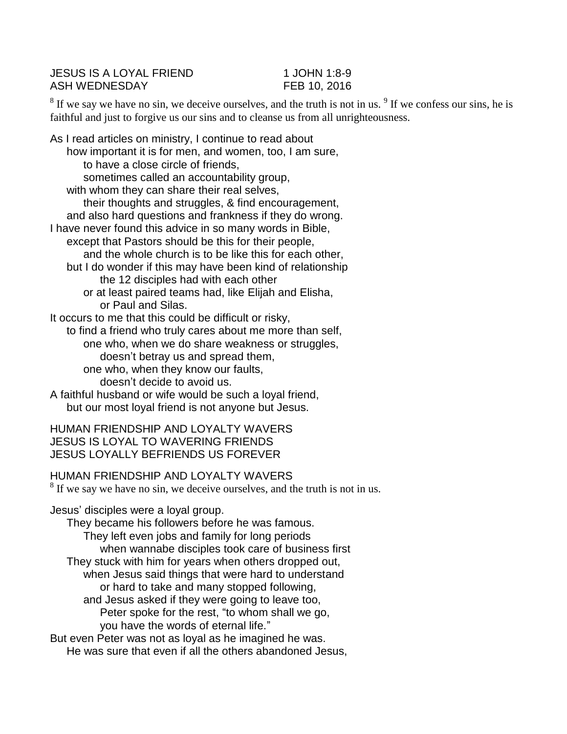JESUS IS A LOYAL FRIEND 1 JOHN 1:8-9
ASH WEDNESDAY FEB 10, 2016

[8] If we say we have no sin, we deceive ourselves, and the truth is not in us. [9] If we confess our sins, he is faithful and just to forgive us our sins and to cleanse us from all unrighteousness.

As I read articles on ministry, I continue to read about
how important it is for men, and women, too, I am sure,
to have a close circle of friends,
sometimes called an accountability group,
with whom they can share their real selves,
their thoughts and struggles, & find encouragement,
and also hard questions and frankness if they do wrong.
I have never found this advice in so many words in Bible,
except that Pastors should be this for their people,
and the whole church is to be like this for each other,
but I do wonder if this may have been kind of relationship
the 12 disciples had with each other
or at least paired teams had, like Elijah and Elisha,
or Paul and Silas.
It occurs to me that this could be difficult or risky,
to find a friend who truly cares about me more than self,
one who, when we do share weakness or struggles,
doesn't betray us and spread them,
one who, when they know our faults,
doesn't decide to avoid us.
A faithful husband or wife would be such a loyal friend,
but our most loyal friend is not anyone but Jesus.

HUMAN FRIENDSHIP AND LOYALTY WAVERS
JESUS IS LOYAL TO WAVERING FRIENDS
JESUS LOYALLY BEFRIENDS US FOREVER

HUMAN FRIENDSHIP AND LOYALTY WAVERS
[8] If we say we have no sin, we deceive ourselves, and the truth is not in us.

Jesus' disciples were a loyal group.
They became his followers before he was famous.
They left even jobs and family for long periods
when wannabe disciples took care of business first
They stuck with him for years when others dropped out,
when Jesus said things that were hard to understand
or hard to take and many stopped following,
and Jesus asked if they were going to leave too,
Peter spoke for the rest, "to whom shall we go,
you have the words of eternal life."
But even Peter was not as loyal as he imagined he was.
He was sure that even if all the others abandoned Jesus,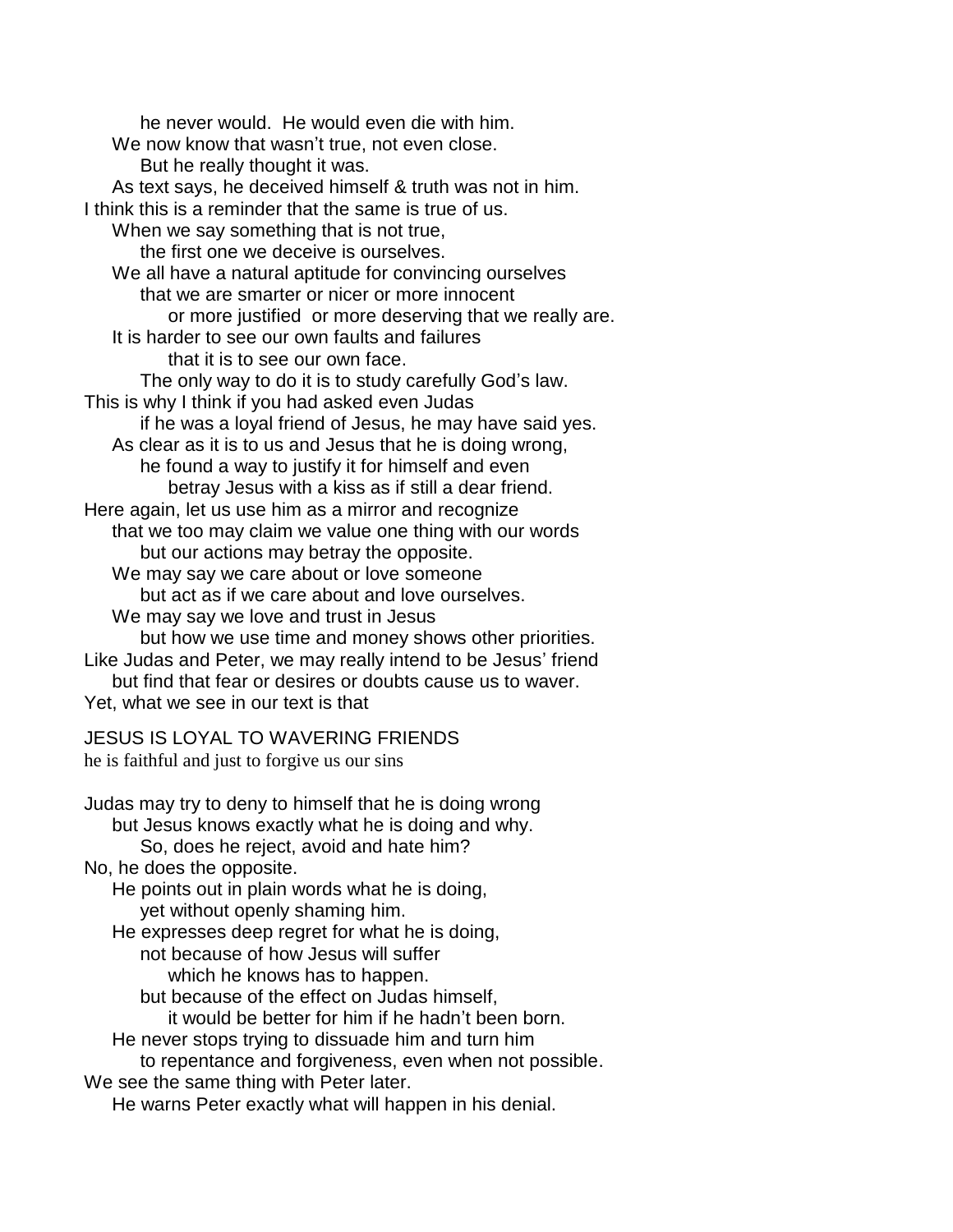he never would. He would even die with him.
We now know that wasn't true, not even close.
But he really thought it was.
As text says, he deceived himself & truth was not in him.
I think this is a reminder that the same is true of us.
When we say something that is not true,
the first one we deceive is ourselves.
We all have a natural aptitude for convincing ourselves
that we are smarter or nicer or more innocent
or more justified or more deserving that we really are.
It is harder to see our own faults and failures
that it is to see our own face.
The only way to do it is to study carefully God's law.
This is why I think if you had asked even Judas
if he was a loyal friend of Jesus, he may have said yes.
As clear as it is to us and Jesus that he is doing wrong,
he found a way to justify it for himself and even
betray Jesus with a kiss as if still a dear friend.
Here again, let us use him as a mirror and recognize
that we too may claim we value one thing with our words
but our actions may betray the opposite.
We may say we care about or love someone
but act as if we care about and love ourselves.
We may say we love and trust in Jesus
but how we use time and money shows other priorities.
Like Judas and Peter, we may really intend to be Jesus' friend
but find that fear or desires or doubts cause us to waver.
Yet, what we see in our text is that

JESUS IS LOYAL TO WAVERING FRIENDS
he is faithful and just to forgive us our sins

Judas may try to deny to himself that he is doing wrong
but Jesus knows exactly what he is doing and why.
So, does he reject, avoid and hate him?
No, he does the opposite.
He points out in plain words what he is doing,
yet without openly shaming him.
He expresses deep regret for what he is doing,
not because of how Jesus will suffer
which he knows has to happen.
but because of the effect on Judas himself,
it would be better for him if he hadn't been born.
He never stops trying to dissuade him and turn him
to repentance and forgiveness, even when not possible.
We see the same thing with Peter later.
He warns Peter exactly what will happen in his denial.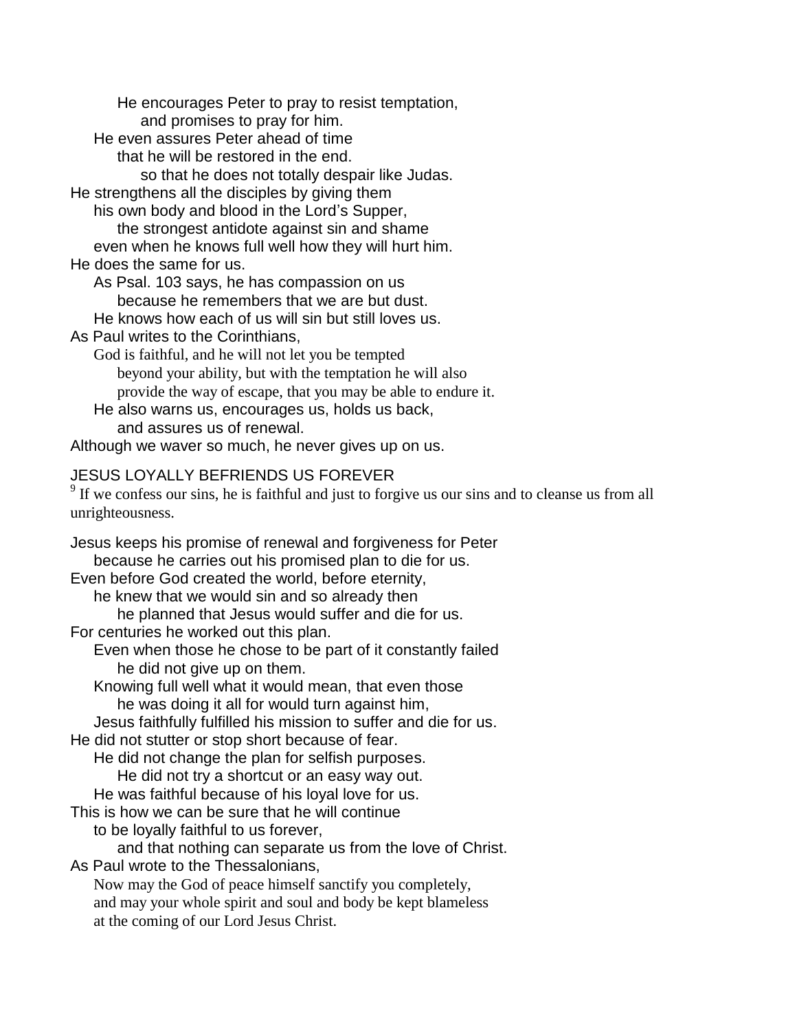He encourages Peter to pray to resist temptation,
and promises to pray for him.
He even assures Peter ahead of time
that he will be restored in the end.
so that he does not totally despair like Judas.
He strengthens all the disciples by giving them
his own body and blood in the Lord's Supper,
the strongest antidote against sin and shame
even when he knows full well how they will hurt him.
He does the same for us.
As Psal. 103 says, he has compassion on us
because he remembers that we are but dust.
He knows how each of us will sin but still loves us.
As Paul writes to the Corinthians,
God is faithful, and he will not let you be tempted
beyond your ability, but with the temptation he will also
provide the way of escape, that you may be able to endure it.
He also warns us, encourages us, holds us back,
and assures us of renewal.
Although we waver so much, he never gives up on us.

JESUS LOYALLY BEFRIENDS US FOREVER

[9] If we confess our sins, he is faithful and just to forgive us our sins and to cleanse us from all unrighteousness.

Jesus keeps his promise of renewal and forgiveness for Peter
because he carries out his promised plan to die for us.
Even before God created the world, before eternity,
he knew that we would sin and so already then
he planned that Jesus would suffer and die for us.
For centuries he worked out this plan.
Even when those he chose to be part of it constantly failed
he did not give up on them.
Knowing full well what it would mean, that even those
he was doing it all for would turn against him,
Jesus faithfully fulfilled his mission to suffer and die for us.
He did not stutter or stop short because of fear.
He did not change the plan for selfish purposes.
He did not try a shortcut or an easy way out.
He was faithful because of his loyal love for us.
This is how we can be sure that he will continue
to be loyally faithful to us forever,
and that nothing can separate us from the love of Christ.
As Paul wrote to the Thessalonians,
Now may the God of peace himself sanctify you completely,
and may your whole spirit and soul and body be kept blameless
at the coming of our Lord Jesus Christ.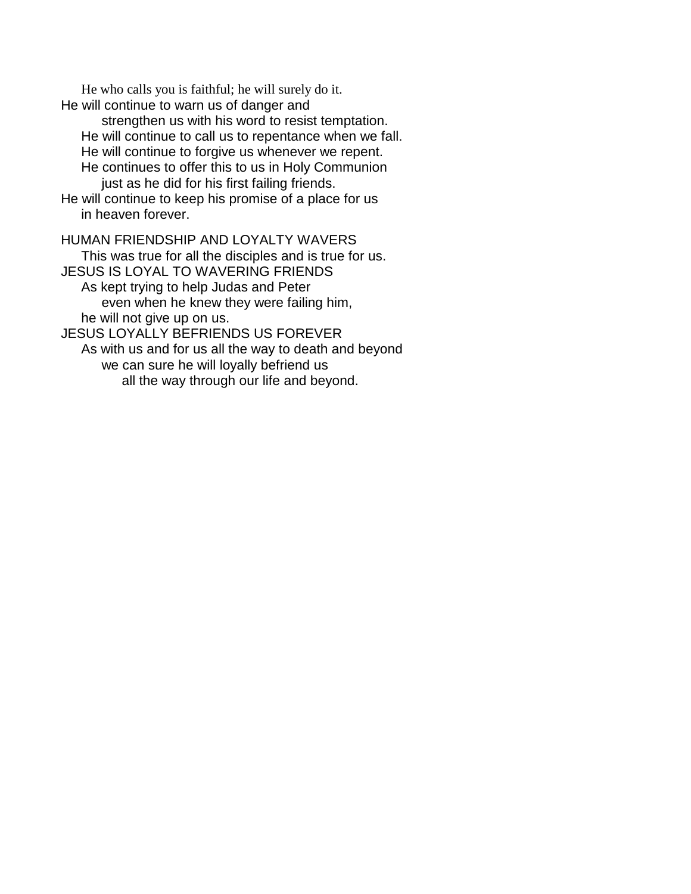He who calls you is faithful; he will surely do it.

He will continue to warn us of danger and
strengthen us with his word to resist temptation.
He will continue to call us to repentance when we fall.
He will continue to forgive us whenever we repent.
He continues to offer this to us in Holy Communion
just as he did for his first failing friends.
He will continue to keep his promise of a place for us
in heaven forever.

HUMAN FRIENDSHIP AND LOYALTY WAVERS
This was true for all the disciples and is true for us.

JESUS IS LOYAL TO WAVERING FRIENDS
As kept trying to help Judas and Peter
even when he knew they were failing him,
he will not give up on us.

JESUS LOYALLY BEFRIENDS US FOREVER
As with us and for us all the way to death and beyond
we can sure he will loyally befriend us
all the way through our life and beyond.